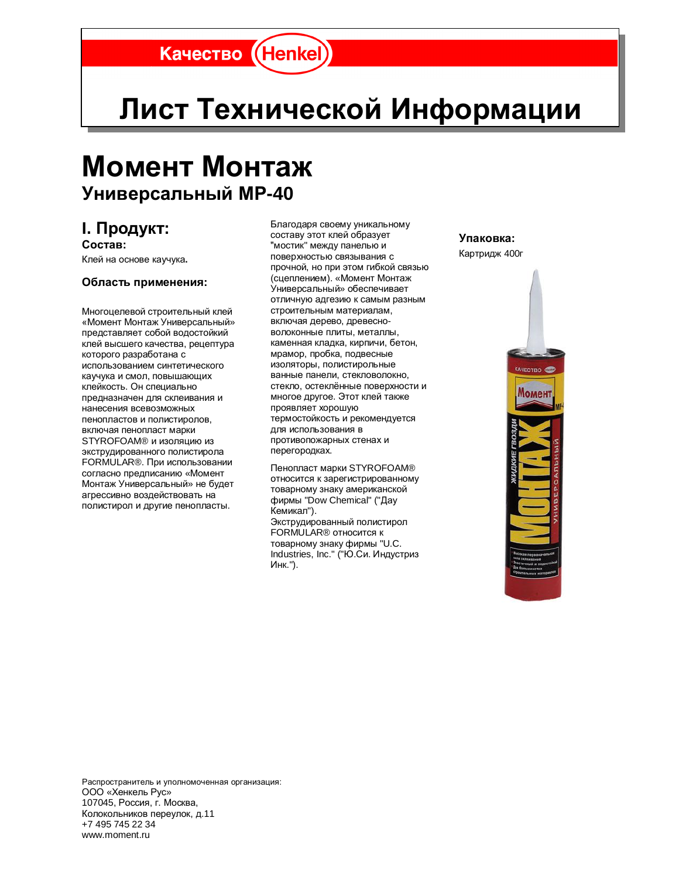Качество Henkel

# Лист Технической Информации

# Момент Монтаж
## Универсальный MP-40

## I. Продукт:

**Состав:**

Клей на основе каучука**.**

**Область применения:**

Многоцелевой строительный клей «Момент Монтаж Универсальный» представляет собой водостойкий клей высшего качества, рецептура которого разработана с использованием синтетического каучука и смол, повышающих клейкость. Он специально предназначен для склеивания и нанесения всевозможных пенопластов и полистиролов, включая пенопласт марки STYROFOAM® и изоляцию из экструдированного полистирола FORMULAR®. При использовании согласно предписанию «Момент Монтаж Универсальный» не будет агрессивно воздействовать на полистирол и другие пенопласты.

Благодаря своему уникальному составу этот клей образует "мостик" между панелью и поверхностью связывания с прочной, но при этом гибкой связью (сцеплением). «Момент Монтаж Универсальный» обеспечивает отличную адгезию к самым разным строительным материалам, включая дерево, древесно-волоконные плиты, металлы, каменная кладка, кирпичи, бетон, мрамор, пробка, подвесные изоляторы, полистирольные ванные панели, стекловолокно, стекло, остеклённые поверхности и многое другое. Этот клей также проявляет хорошую термостойкость и рекомендуется для использования в противопожарных стенах и перегородках.

Пенопласт марки STYROFOAM® относится к зарегистрированному товарному знаку американской фирмы "Dow Chemical" ("Дау Кемикал").
Экструдированный полистирол FORMULAR® относится к товарному знаку фирмы "U.C. Industries, Inc." ("Ю.Си. Индустриз Инк.").

**Упаковка:**

Картридж 400г

Распространитель и уполномоченная организация:
ООО «Хенкель Рус»
107045, Россия, г. Москва,
Колокольников переулок, д.11
+7 495 745 22 34
www.moment.ru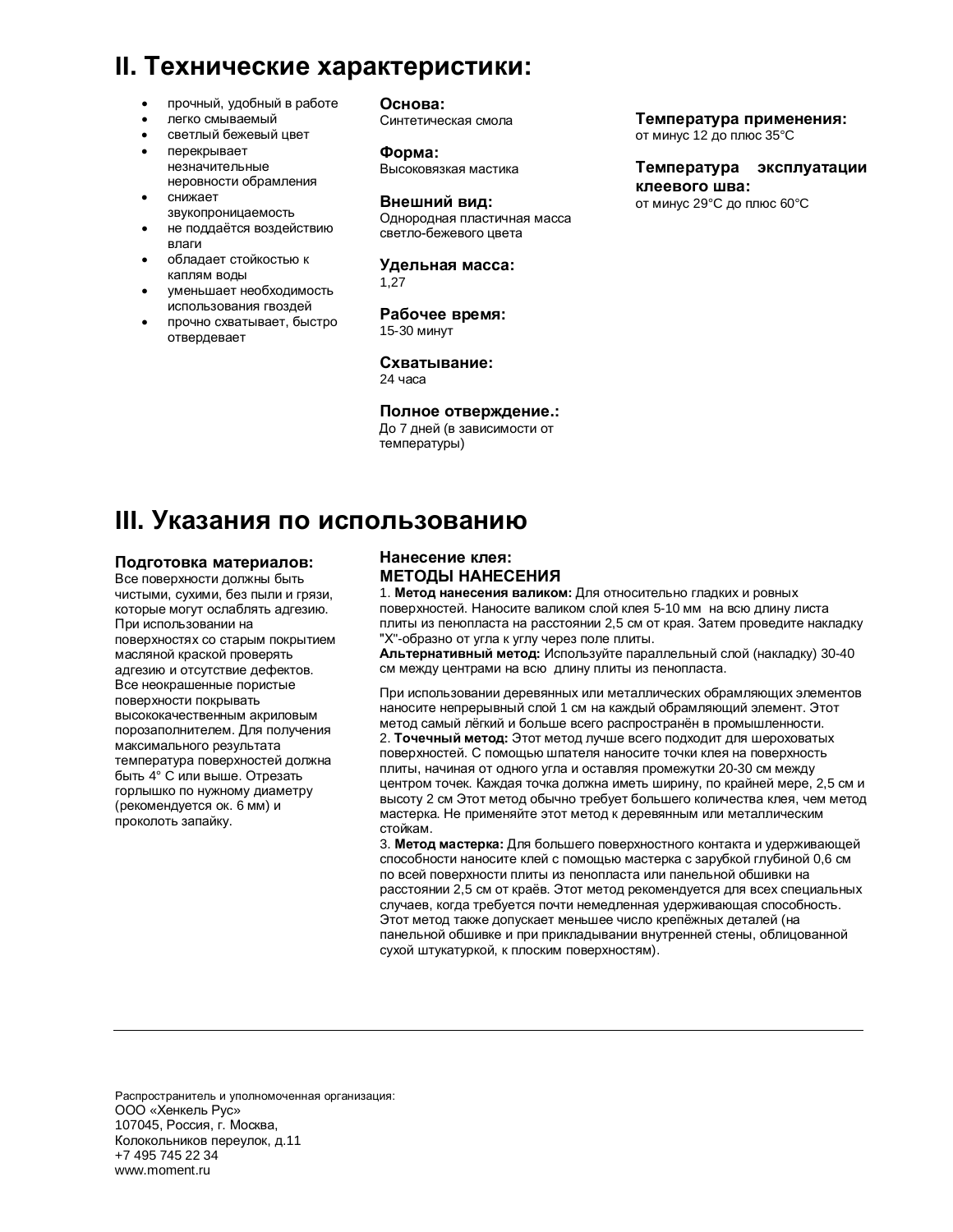## II. Технические характеристики:

- прочный, удобный в работе
- легко смываемый
- светлый бежевый цвет
- перекрывает незначительные неровности обрамления
- снижает звукопроницаемость
- не поддаётся воздействию влаги
- обладает стойкостью к каплям воды
- уменьшает необходимость использования гвоздей
- прочно схватывает, быстро отвердевает

**Основа:**
Синтетическая смола

**Форма:**
Высоковязкая мастика

**Внешний вид:**
Однородная пластичная масса светло-бежевого цвета

**Удельная масса:**
1,27

**Рабочее время:**
15-30 минут

**Схватывание:**
24 часа

**Полное отверждение.:**
До 7 дней (в зависимости от температуры)

**Температура применения:**
от минус 12 до плюс 35°С

**Температура эксплуатации клеевого шва:**
от минус 29°С до плюс 60°С

## III. Указания по использованию

### Подготовка материалов:

Все поверхности должны быть чистыми, сухими, без пыли и грязи, которые могут ослаблять адгезию. При использовании на поверхностях со старым покрытием масляной краской проверять адгезию и отсутствие дефектов. Все неокрашенные пористые поверхности покрывать высококачественным акриловым порозаполнителем. Для получения максимального результата температура поверхностей должна быть 4° С или выше. Отрезать горлышко по нужному диаметру (рекомендуется ок. 6 мм) и проколоть запайку.

### Нанесение клея:
### МЕТОДЫ НАНЕСЕНИЯ

1. **Метод нанесения валиком:** Для относительно гладких и ровных поверхностей. Наносите валиком слой клея 5-10 мм на всю длину листа плиты из пенопласта на расстоянии 2,5 см от края. Затем проведите накладку "X"-образно от угла к углу через поле плиты.
**Альтернативный метод:** Используйте параллельный слой (накладку) 30-40 см между центрами на всю длину плиты из пенопласта.

При использовании деревянных или металлических обрамляющих элементов наносите непрерывный слой 1 см на каждый обрамляющий элемент. Этот метод самый лёгкий и больше всего распространён в промышленности.

2. **Точечный метод:** Этот метод лучше всего подходит для шероховатых поверхностей. С помощью шпателя наносите точки клея на поверхность плиты, начиная от одного угла и оставляя промежутки 20-30 см между центром точек. Каждая точка должна иметь ширину, по крайней мере, 2,5 см и высоту 2 см Этот метод обычно требует большего количества клея, чем метод мастерка. Не применяйте этот метод к деревянным или металлическим стойкам.

3. **Метод мастерка:** Для большего поверхностного контакта и удерживающей способности наносите клей с помощью мастерка с зарубкой глубиной 0,6 см по всей поверхности плиты из пенопласта или панельной обшивки на расстоянии 2,5 см от краёв. Этот метод рекомендуется для всех специальных случаев, когда требуется почти немедленная удерживающая способность. Этот метод также допускает меньшее число крепёжных деталей (на панельной обшивке и при прикладывании внутренней стены, облицованной сухой штукатуркой, к плоским поверхностям).

---

Распространитель и уполномоченная организация:
ООО «Хенкель Рус»
107045, Россия, г. Москва,
Колокольников переулок, д.11
+7 495 745 22 34
www.moment.ru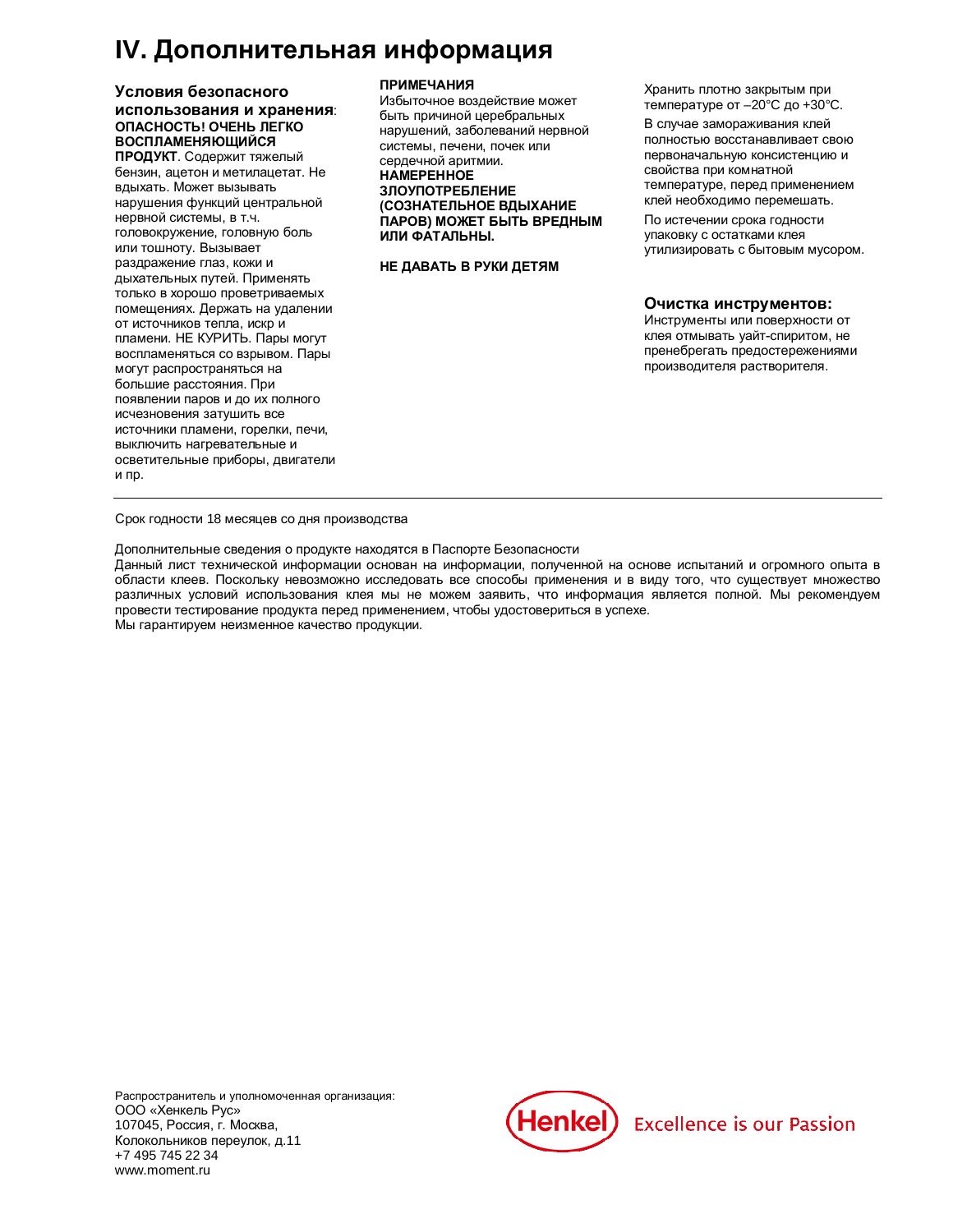# IV. Дополнительная информация

### Условия безопасного использования и хранения:

**ОПАСНОСТЬ! ОЧЕНЬ ЛЕГКО ВОСПЛАМЕНЯЮЩИЙСЯ ПРОДУКТ**. Содержит тяжелый бензин, ацетон и метилацетат. Не вдыхать. Может вызывать нарушения функций центральной нервной системы, в т.ч. головокружение, головную боль или тошноту. Вызывает раздражение глаз, кожи и дыхательных путей. Применять только в хорошо проветриваемых помещениях. Держать на удалении от источников тепла, искр и пламени. НЕ КУРИТЬ. Пары могут воспламеняться со взрывом. Пары могут распространяться на большие расстояния. При появлении паров и до их полного исчезновения затушить все источники пламени, горелки, печи, выключить нагревательные и осветительные приборы, двигатели и пр.

**ПРИМЕЧАНИЯ**

Избыточное воздействие может быть причиной церебральных нарушений, заболеваний нервной системы, печени, почек или сердечной аритмии.

**НАМЕРЕННОЕ ЗЛОУПОТРЕБЛЕНИЕ (СОЗНАТЕЛЬНОЕ ВДЫХАНИЕ ПАРОВ) МОЖЕТ БЫТЬ ВРЕДНЫМ ИЛИ ФАТАЛЬНЫ.**

**НЕ ДАВАТЬ В РУКИ ДЕТЯМ**

Хранить плотно закрытым при температуре от –20°C до +30°C.

В случае замораживания клей полностью восстанавливает свою первоначальную консистенцию и свойства при комнатной температуре, перед применением клей необходимо перемешать.

По истечении срока годности упаковку с остатками клея утилизировать с бытовым мусором.

### Очистка инструментов:

Инструменты или поверхности от клея отмывать уайт-спиритом, не пренебрегать предостережениями производителя растворителя.

---

Срок годности 18 месяцев со дня производства

Дополнительные сведения о продукте находятся в Паспорте Безопасности

Данный лист технической информации основан на информации, полученной на основе испытаний и огромного опыта в области клеев. Поскольку невозможно исследовать все способы применения и в виду того, что существует множество различных условий использования клея мы не можем заявить, что информация является полной. Мы рекомендуем провести тестирование продукта перед применением, чтобы удостовериться в успехе.

Мы гарантируем неизменное качество продукции.

Распространитель и уполномоченная организация:
ООО «Хенкель Рус»
107045, Россия, г. Москва,
Колокольников переулок, д.11
+7 495 745 22 34
www.moment.ru

Henkel Excellence is our Passion